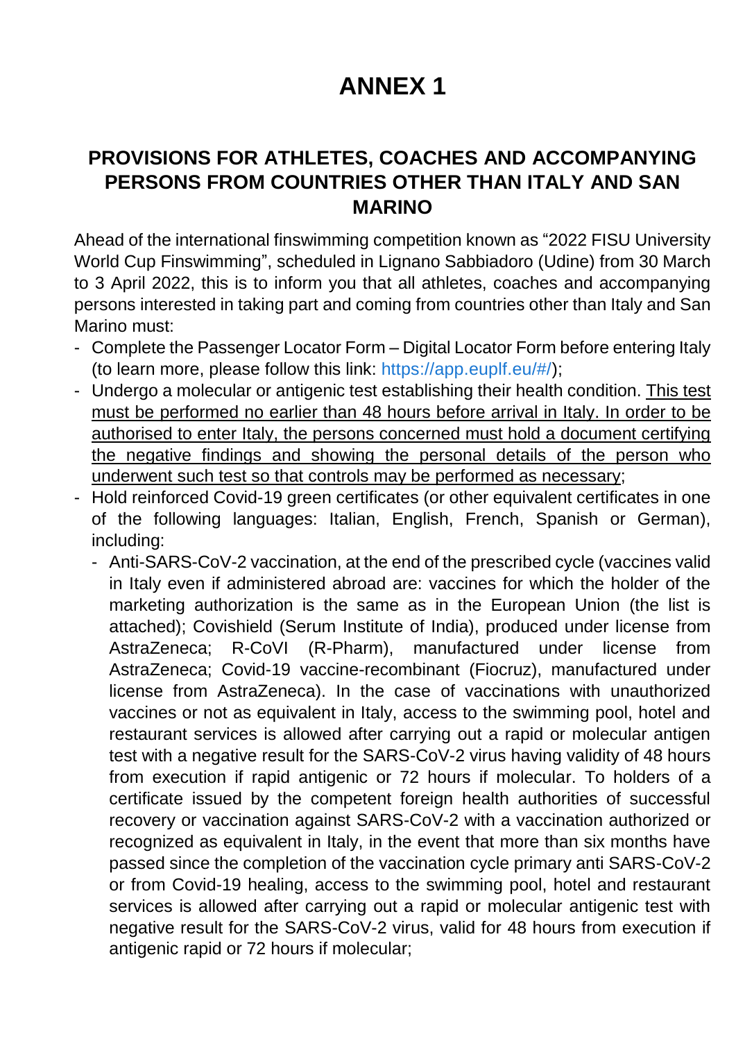# ANNEX 1

## PROVISIONS FOR ATHLETES, COACHES AND ACCOMPANYING PERSONS FROM COUNTRIES OTHER THAN ITALY AND SAN MARINO

Ahead of the international finswimming competition known as "2022 FISU University World Cup Finswimming", scheduled in Lignano Sabbiadoro (Udine) from 30 March to 3 April 2022, this is to inform you that all athletes, coaches and accompanying persons interested in taking part and coming from countries other than Italy and San Marino must:

- Complete the Passenger Locator Form – Digital Locator Form before entering Italy (to learn more, please follow this link: https://app.euplf.eu/#/);
- Undergo a molecular or antigenic test establishing their health condition. <u>This test must be performed no earlier than 48 hours before arrival in Italy. In order to be authorised to enter Italy, the persons concerned must hold a document certifying the negative findings and showing the personal details of the person who underwent such test so that controls may be performed as necessary</u>;
- Hold reinforced Covid-19 green certificates (or other equivalent certificates in one of the following languages: Italian, English, French, Spanish or German), including:
  - Anti-SARS-CoV-2 vaccination, at the end of the prescribed cycle (vaccines valid in Italy even if administered abroad are: vaccines for which the holder of the marketing authorization is the same as in the European Union (the list is attached); Covishield (Serum Institute of India), produced under license from AstraZeneca; R-CoVI (R-Pharm), manufactured under license from AstraZeneca; Covid-19 vaccine-recombinant (Fiocruz), manufactured under license from AstraZeneca). In the case of vaccinations with unauthorized vaccines or not as equivalent in Italy, access to the swimming pool, hotel and restaurant services is allowed after carrying out a rapid or molecular antigen test with a negative result for the SARS-CoV-2 virus having validity of 48 hours from execution if rapid antigenic or 72 hours if molecular. To holders of a certificate issued by the competent foreign health authorities of successful recovery or vaccination against SARS-CoV-2 with a vaccination authorized or recognized as equivalent in Italy, in the event that more than six months have passed since the completion of the vaccination cycle primary anti SARS-CoV-2 or from Covid-19 healing, access to the swimming pool, hotel and restaurant services is allowed after carrying out a rapid or molecular antigenic test with negative result for the SARS-CoV-2 virus, valid for 48 hours from execution if antigenic rapid or 72 hours if molecular;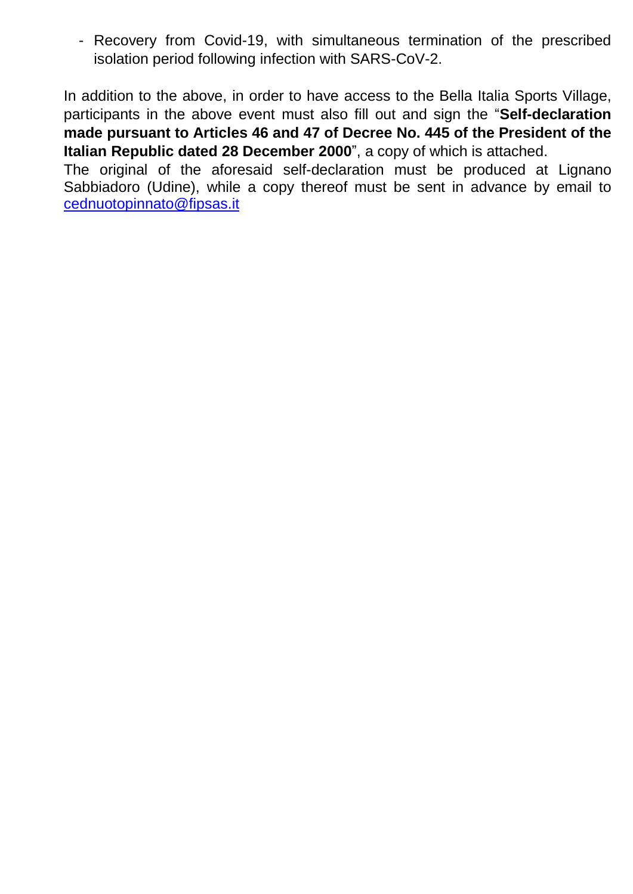- Recovery from Covid-19, with simultaneous termination of the prescribed isolation period following infection with SARS-CoV-2.

In addition to the above, in order to have access to the Bella Italia Sports Village, participants in the above event must also fill out and sign the "**Self-declaration made pursuant to Articles 46 and 47 of Decree No. 445 of the President of the Italian Republic dated 28 December 2000**", a copy of which is attached.
The original of the aforesaid self-declaration must be produced at Lignano Sabbiadoro (Udine), while a copy thereof must be sent in advance by email to cednuotopinnato@fipsas.it